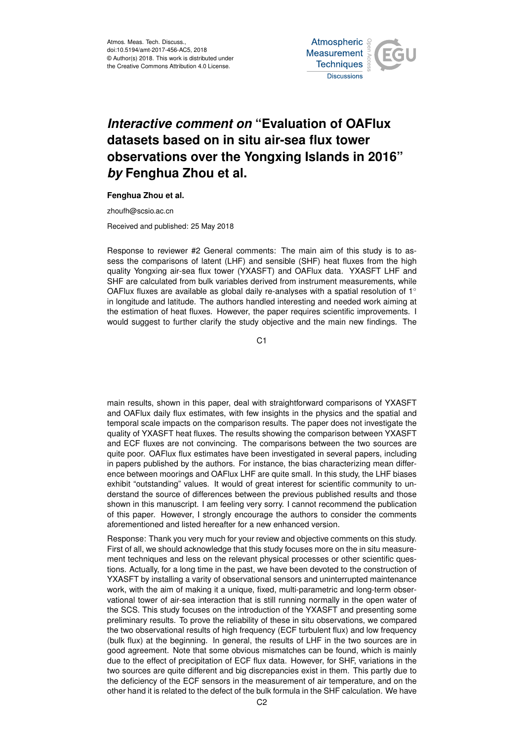# *Interactive comment on* "Evaluation of OAFlux datasets based on in situ air-sea flux tower observations over the Yongxing Islands in 2016" *by* Fenghua Zhou et al.

**Fenghua Zhou et al.**

zhoufh@scsio.ac.cn

Received and published: 25 May 2018

Response to reviewer #2 General comments: The main aim of this study is to assess the comparisons of latent (LHF) and sensible (SHF) heat fluxes from the high quality Yongxing air-sea flux tower (YXASFT) and OAFlux data. YXASFT LHF and SHF are calculated from bulk variables derived from instrument measurements, while OAFlux fluxes are available as global daily re-analyses with a spatial resolution of 1° in longitude and latitude. The authors handled interesting and needed work aiming at the estimation of heat fluxes. However, the paper requires scientific improvements. I would suggest to further clarify the study objective and the main new findings. The main results, shown in this paper, deal with straightforward comparisons of YXASFT and OAFlux daily flux estimates, with few insights in the physics and the spatial and temporal scale impacts on the comparison results. The paper does not investigate the quality of YXASFT heat fluxes. The results showing the comparison between YXASFT and ECF fluxes are not convincing. The comparisons between the two sources are quite poor. OAFlux flux estimates have been investigated in several papers, including in papers published by the authors. For instance, the bias characterizing mean difference between moorings and OAFlux LHF are quite small. In this study, the LHF biases exhibit "outstanding" values. It would of great interest for scientific community to understand the source of differences between the previous published results and those shown in this manuscript. I am feeling very sorry. I cannot recommend the publication of this paper. However, I strongly encourage the authors to consider the comments aforementioned and listed hereafter for a new enhanced version.

Response: Thank you very much for your review and objective comments on this study. First of all, we should acknowledge that this study focuses more on the in situ measurement techniques and less on the relevant physical processes or other scientific questions. Actually, for a long time in the past, we have been devoted to the construction of YXASFT by installing a varity of observational sensors and uninterrupted maintenance work, with the aim of making it a unique, fixed, multi-parametric and long-term observational tower of air-sea interaction that is still running normally in the open water of the SCS. This study focuses on the introduction of the YXASFT and presenting some preliminary results. To prove the reliability of these in situ observations, we compared the two observational results of high frequency (ECF turbulent flux) and low frequency (bulk flux) at the beginning. In general, the results of LHF in the two sources are in good agreement. Note that some obvious mismatches can be found, which is mainly due to the effect of precipitation of ECF flux data. However, for SHF, variations in the two sources are quite different and big discrepancies exist in them. This partly due to the deficiency of the ECF sensors in the measurement of air temperature, and on the other hand it is related to the defect of the bulk formula in the SHF calculation. We have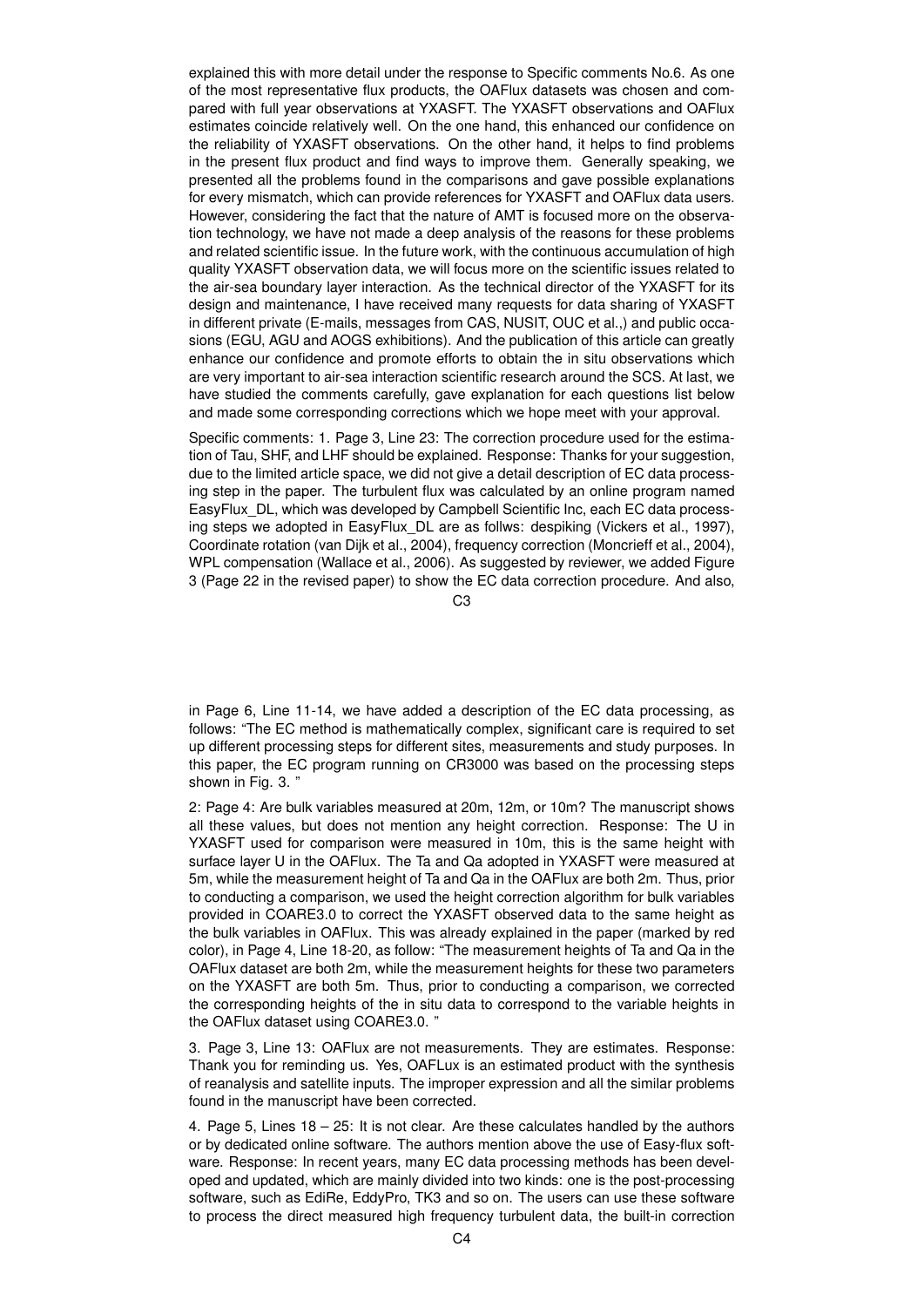explained this with more detail under the response to Specific comments No.6. As one of the most representative flux products, the OAFlux datasets was chosen and compared with full year observations at YXASFT. The YXASFT observations and OAFlux estimates coincide relatively well. On the one hand, this enhanced our confidence on the reliability of YXASFT observations. On the other hand, it helps to find problems in the present flux product and find ways to improve them. Generally speaking, we presented all the problems found in the comparisons and gave possible explanations for every mismatch, which can provide references for YXASFT and OAFlux data users. However, considering the fact that the nature of AMT is focused more on the observation technology, we have not made a deep analysis of the reasons for these problems and related scientific issue. In the future work, with the continuous accumulation of high quality YXASFT observation data, we will focus more on the scientific issues related to the air-sea boundary layer interaction. As the technical director of the YXASFT for its design and maintenance, I have received many requests for data sharing of YXASFT in different private (E-mails, messages from CAS, NUSIT, OUC et al.,) and public occasions (EGU, AGU and AOGS exhibitions). And the publication of this article can greatly enhance our confidence and promote efforts to obtain the in situ observations which are very important to air-sea interaction scientific research around the SCS. At last, we have studied the comments carefully, gave explanation for each questions list below and made some corresponding corrections which we hope meet with your approval.

Specific comments: 1. Page 3, Line 23: The correction procedure used for the estimation of Tau, SHF, and LHF should be explained. Response: Thanks for your suggestion, due to the limited article space, we did not give a detail description of EC data processing step in the paper. The turbulent flux was calculated by an online program named EasyFlux_DL, which was developed by Campbell Scientific Inc, each EC data processing steps we adopted in EasyFlux_DL are as follws: despiking (Vickers et al., 1997), Coordinate rotation (van Dijk et al., 2004), frequency correction (Moncrieff et al., 2004), WPL compensation (Wallace et al., 2006). As suggested by reviewer, we added Figure 3 (Page 22 in the revised paper) to show the EC data correction procedure. And also, in Page 6, Line 11-14, we have added a description of the EC data processing, as follows: "The EC method is mathematically complex, significant care is required to set up different processing steps for different sites, measurements and study purposes. In this paper, the EC program running on CR3000 was based on the processing steps shown in Fig. 3. "

2: Page 4: Are bulk variables measured at 20m, 12m, or 10m? The manuscript shows all these values, but does not mention any height correction. Response: The U in YXASFT used for comparison were measured in 10m, this is the same height with surface layer U in the OAFlux. The Ta and Qa adopted in YXASFT were measured at 5m, while the measurement height of Ta and Qa in the OAFlux are both 2m. Thus, prior to conducting a comparison, we used the height correction algorithm for bulk variables provided in COARE3.0 to correct the YXASFT observed data to the same height as the bulk variables in OAFlux. This was already explained in the paper (marked by red color), in Page 4, Line 18-20, as follow: "The measurement heights of Ta and Qa in the OAFlux dataset are both 2m, while the measurement heights for these two parameters on the YXASFT are both 5m. Thus, prior to conducting a comparison, we corrected the corresponding heights of the in situ data to correspond to the variable heights in the OAFlux dataset using COARE3.0. "

3. Page 3, Line 13: OAFlux are not measurements. They are estimates. Response: Thank you for reminding us. Yes, OAFLux is an estimated product with the synthesis of reanalysis and satellite inputs. The improper expression and all the similar problems found in the manuscript have been corrected.

4. Page 5, Lines 18 – 25: It is not clear. Are these calculates handled by the authors or by dedicated online software. The authors mention above the use of Easy-flux software. Response: In recent years, many EC data processing methods has been developed and updated, which are mainly divided into two kinds: one is the post-processing software, such as EdiRe, EddyPro, TK3 and so on. The users can use these software to process the direct measured high frequency turbulent data, the built-in correction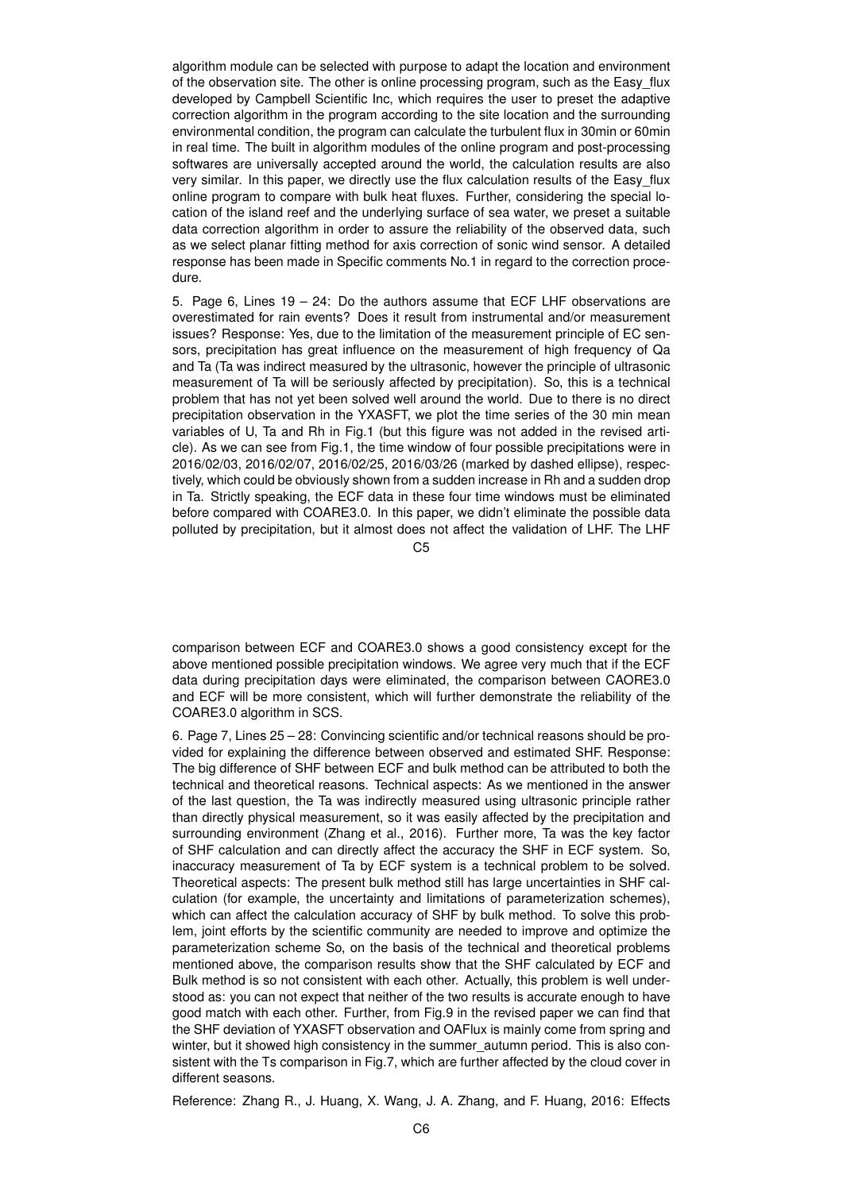algorithm module can be selected with purpose to adapt the location and environment of the observation site. The other is online processing program, such as the Easy_flux developed by Campbell Scientific Inc, which requires the user to preset the adaptive correction algorithm in the program according to the site location and the surrounding environmental condition, the program can calculate the turbulent flux in 30min or 60min in real time. The built in algorithm modules of the online program and post-processing softwares are universally accepted around the world, the calculation results are also very similar. In this paper, we directly use the flux calculation results of the Easy_flux online program to compare with bulk heat fluxes. Further, considering the special location of the island reef and the underlying surface of sea water, we preset a suitable data correction algorithm in order to assure the reliability of the observed data, such as we select planar fitting method for axis correction of sonic wind sensor. A detailed response has been made in Specific comments No.1 in regard to the correction procedure.

5. Page 6, Lines 19 – 24: Do the authors assume that ECF LHF observations are overestimated for rain events? Does it result from instrumental and/or measurement issues? Response: Yes, due to the limitation of the measurement principle of EC sensors, precipitation has great influence on the measurement of high frequency of Qa and Ta (Ta was indirect measured by the ultrasonic, however the principle of ultrasonic measurement of Ta will be seriously affected by precipitation). So, this is a technical problem that has not yet been solved well around the world. Due to there is no direct precipitation observation in the YXASFT, we plot the time series of the 30 min mean variables of U, Ta and Rh in Fig.1 (but this figure was not added in the revised article). As we can see from Fig.1, the time window of four possible precipitations were in 2016/02/03, 2016/02/07, 2016/02/25, 2016/03/26 (marked by dashed ellipse), respectively, which could be obviously shown from a sudden increase in Rh and a sudden drop in Ta. Strictly speaking, the ECF data in these four time windows must be eliminated before compared with COARE3.0. In this paper, we didn't eliminate the possible data polluted by precipitation, but it almost does not affect the validation of LHF. The LHF comparison between ECF and COARE3.0 shows a good consistency except for the above mentioned possible precipitation windows. We agree very much that if the ECF data during precipitation days were eliminated, the comparison between CAORE3.0 and ECF will be more consistent, which will further demonstrate the reliability of the COARE3.0 algorithm in SCS.

6. Page 7, Lines 25 – 28: Convincing scientific and/or technical reasons should be provided for explaining the difference between observed and estimated SHF. Response: The big difference of SHF between ECF and bulk method can be attributed to both the technical and theoretical reasons. Technical aspects: As we mentioned in the answer of the last question, the Ta was indirectly measured using ultrasonic principle rather than directly physical measurement, so it was easily affected by the precipitation and surrounding environment (Zhang et al., 2016). Further more, Ta was the key factor of SHF calculation and can directly affect the accuracy the SHF in ECF system. So, inaccuracy measurement of Ta by ECF system is a technical problem to be solved. Theoretical aspects: The present bulk method still has large uncertainties in SHF calculation (for example, the uncertainty and limitations of parameterization schemes), which can affect the calculation accuracy of SHF by bulk method. To solve this problem, joint efforts by the scientific community are needed to improve and optimize the parameterization scheme So, on the basis of the technical and theoretical problems mentioned above, the comparison results show that the SHF calculated by ECF and Bulk method is so not consistent with each other. Actually, this problem is well understood as: you can not expect that neither of the two results is accurate enough to have good match with each other. Further, from Fig.9 in the revised paper we can find that the SHF deviation of YXASFT observation and OAFlux is mainly come from spring and winter, but it showed high consistency in the summer_autumn period. This is also consistent with the Ts comparison in Fig.7, which are further affected by the cloud cover in different seasons.

Reference: Zhang R., J. Huang, X. Wang, J. A. Zhang, and F. Huang, 2016: Effects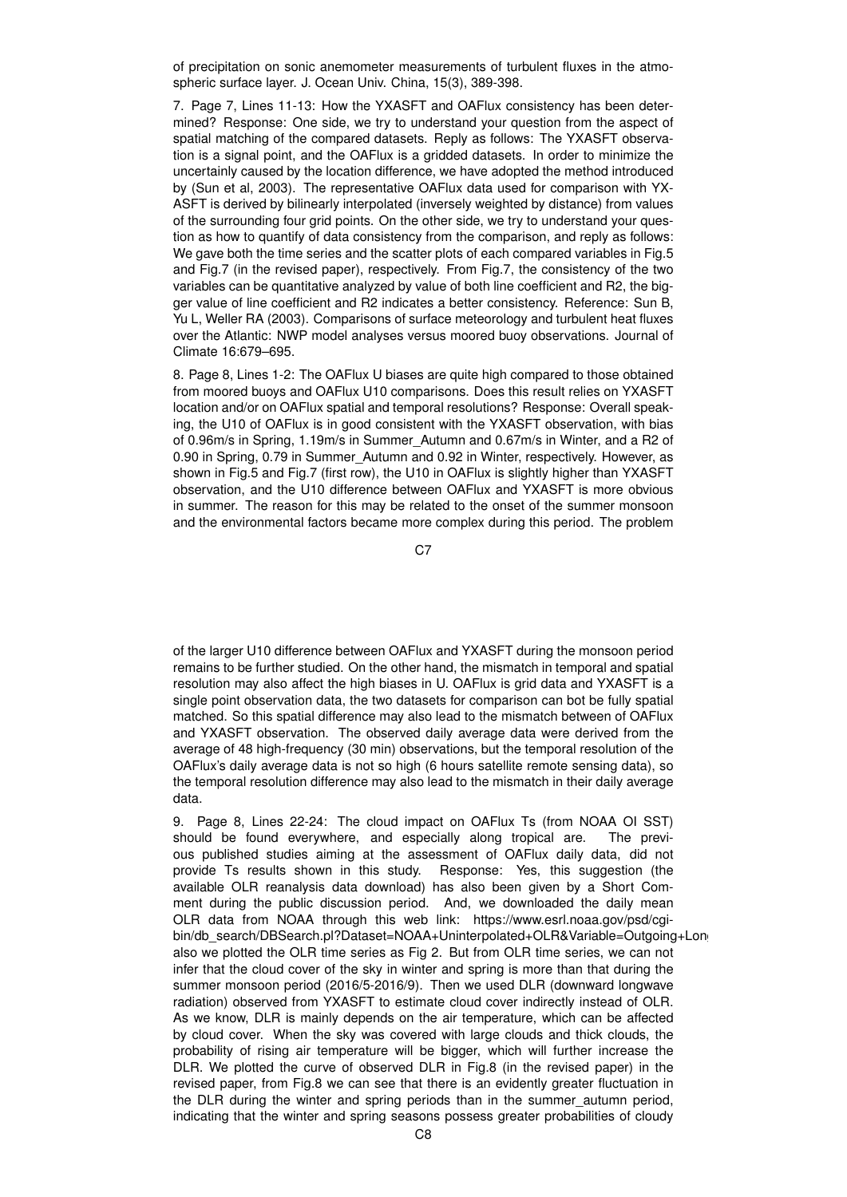of precipitation on sonic anemometer measurements of turbulent fluxes in the atmospheric surface layer. J. Ocean Univ. China, 15(3), 389-398.

7. Page 7, Lines 11-13: How the YXASFT and OAFlux consistency has been determined? Response: One side, we try to understand your question from the aspect of spatial matching of the compared datasets. Reply as follows: The YXASFT observation is a signal point, and the OAFlux is a gridded datasets. In order to minimize the uncertainly caused by the location difference, we have adopted the method introduced by (Sun et al, 2003). The representative OAFlux data used for comparison with YXASFT is derived by bilinearly interpolated (inversely weighted by distance) from values of the surrounding four grid points. On the other side, we try to understand your question as how to quantify of data consistency from the comparison, and reply as follows: We gave both the time series and the scatter plots of each compared variables in Fig.5 and Fig.7 (in the revised paper), respectively. From Fig.7, the consistency of the two variables can be quantitative analyzed by value of both line coefficient and R2, the bigger value of line coefficient and R2 indicates a better consistency. Reference: Sun B, Yu L, Weller RA (2003). Comparisons of surface meteorology and turbulent heat fluxes over the Atlantic: NWP model analyses versus moored buoy observations. Journal of Climate 16:679–695.

8. Page 8, Lines 1-2: The OAFlux U biases are quite high compared to those obtained from moored buoys and OAFlux U10 comparisons. Does this result relies on YXASFT location and/or on OAFlux spatial and temporal resolutions? Response: Overall speaking, the U10 of OAFlux is in good consistent with the YXASFT observation, with bias of 0.96m/s in Spring, 1.19m/s in Summer_Autumn and 0.67m/s in Winter, and a R2 of 0.90 in Spring, 0.79 in Summer_Autumn and 0.92 in Winter, respectively. However, as shown in Fig.5 and Fig.7 (first row), the U10 in OAFlux is slightly higher than YXASFT observation, and the U10 difference between OAFlux and YXASFT is more obvious in summer. The reason for this may be related to the onset of the summer monsoon and the environmental factors became more complex during this period. The problem of the larger U10 difference between OAFlux and YXASFT during the monsoon period remains to be further studied. On the other hand, the mismatch in temporal and spatial resolution may also affect the high biases in U. OAFlux is grid data and YXASFT is a single point observation data, the two datasets for comparison can bot be fully spatial matched. So this spatial difference may also lead to the mismatch between of OAFlux and YXASFT observation. The observed daily average data were derived from the average of 48 high-frequency (30 min) observations, but the temporal resolution of the OAFlux's daily average data is not so high (6 hours satellite remote sensing data), so the temporal resolution difference may also lead to the mismatch in their daily average data.

9. Page 8, Lines 22-24: The cloud impact on OAFlux Ts (from NOAA OI SST) should be found everywhere, and especially along tropical are. The previous published studies aiming at the assessment of OAFlux daily data, did not provide Ts results shown in this study. Response: Yes, this suggestion (the available OLR reanalysis data download) has also been given by a Short Comment during the public discussion period. And, we downloaded the daily mean OLR data from NOAA through this web link: https://www.esrl.noaa.gov/psd/cgi-bin/db_search/DBSearch.pl?Dataset=NOAA+Uninterpolated+OLR&Variable=Outgoing+Long also we plotted the OLR time series as Fig 2. But from OLR time series, we can not infer that the cloud cover of the sky in winter and spring is more than that during the summer monsoon period (2016/5-2016/9). Then we used DLR (downward longwave radiation) observed from YXASFT to estimate cloud cover indirectly instead of OLR. As we know, DLR is mainly depends on the air temperature, which can be affected by cloud cover. When the sky was covered with large clouds and thick clouds, the probability of rising air temperature will be bigger, which will further increase the DLR. We plotted the curve of observed DLR in Fig.8 (in the revised paper) in the revised paper, from Fig.8 we can see that there is an evidently greater fluctuation in the DLR during the winter and spring periods than in the summer_autumn period, indicating that the winter and spring seasons possess greater probabilities of cloudy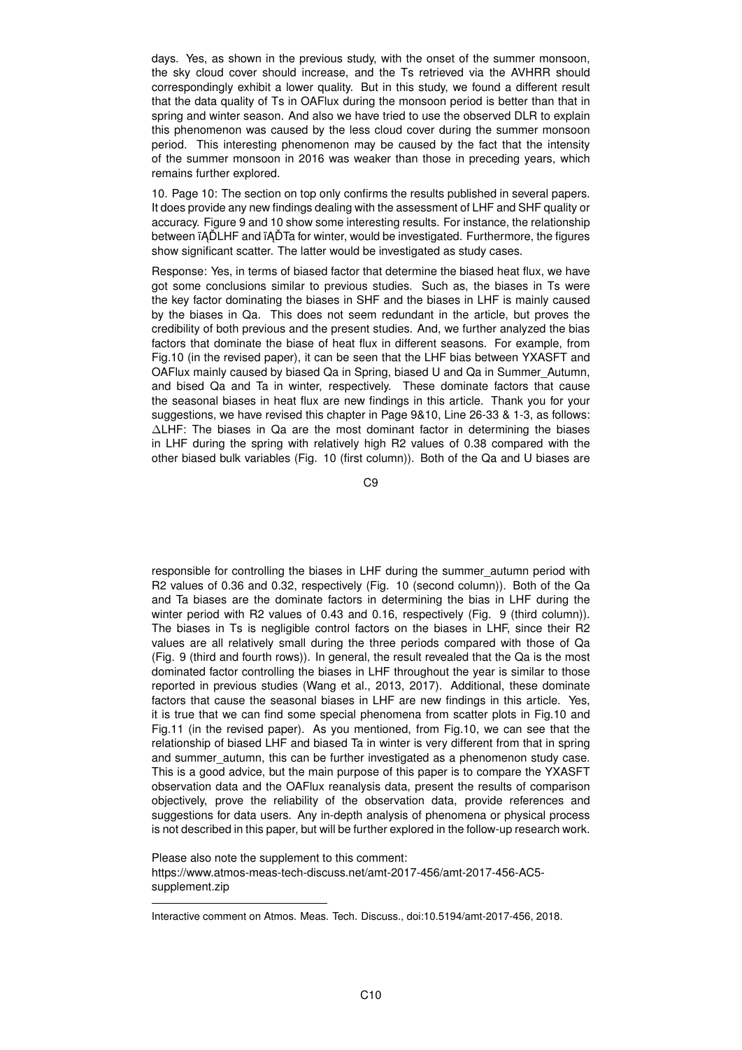days. Yes, as shown in the previous study, with the onset of the summer monsoon, the sky cloud cover should increase, and the Ts retrieved via the AVHRR should correspondingly exhibit a lower quality. But in this study, we found a different result that the data quality of Ts in OAFlux during the monsoon period is better than that in spring and winter season. And also we have tried to use the observed DLR to explain this phenomenon was caused by the less cloud cover during the summer monsoon period. This interesting phenomenon may be caused by the fact that the intensity of the summer monsoon in 2016 was weaker than those in preceding years, which remains further explored.

10. Page 10: The section on top only confirms the results published in several papers. It does provide any new findings dealing with the assessment of LHF and SHF quality or accuracy. Figure 9 and 10 show some interesting results. For instance, the relationship between ïĄĎLHF and ïĄĎTa for winter, would be investigated. Furthermore, the figures show significant scatter. The latter would be investigated as study cases.

Response: Yes, in terms of biased factor that determine the biased heat flux, we have got some conclusions similar to previous studies. Such as, the biases in Ts were the key factor dominating the biases in SHF and the biases in LHF is mainly caused by the biases in Qa. This does not seem redundant in the article, but proves the credibility of both previous and the present studies. And, we further analyzed the bias factors that dominate the biase of heat flux in different seasons. For example, from Fig.10 (in the revised paper), it can be seen that the LHF bias between YXASFT and OAFlux mainly caused by biased Qa in Spring, biased U and Qa in Summer_Autumn, and bised Qa and Ta in winter, respectively. These dominate factors that cause the seasonal biases in heat flux are new findings in this article. Thank you for your suggestions, we have revised this chapter in Page 9&10, Line 26-33 & 1-3, as follows: $\Delta$LHF: The biases in Qa are the most dominant factor in determining the biases in LHF during the spring with relatively high R2 values of 0.38 compared with the other biased bulk variables (Fig. 10 (first column)). Both of the Qa and U biases are responsible for controlling the biases in LHF during the summer_autumn period with R2 values of 0.36 and 0.32, respectively (Fig. 10 (second column)). Both of the Qa and Ta biases are the dominate factors in determining the bias in LHF during the winter period with R2 values of 0.43 and 0.16, respectively (Fig. 9 (third column)). The biases in Ts is negligible control factors on the biases in LHF, since their R2 values are all relatively small during the three periods compared with those of Qa (Fig. 9 (third and fourth rows)). In general, the result revealed that the Qa is the most dominated factor controlling the biases in LHF throughout the year is similar to those reported in previous studies (Wang et al., 2013, 2017). Additional, these dominate factors that cause the seasonal biases in LHF are new findings in this article. Yes, it is true that we can find some special phenomena from scatter plots in Fig.10 and Fig.11 (in the revised paper). As you mentioned, from Fig.10, we can see that the relationship of biased LHF and biased Ta in winter is very different from that in spring and summer_autumn, this can be further investigated as a phenomenon study case. This is a good advice, but the main purpose of this paper is to compare the YXASFT observation data and the OAFlux reanalysis data, present the results of comparison objectively, prove the reliability of the observation data, provide references and suggestions for data users. Any in-depth analysis of phenomena or physical process is not described in this paper, but will be further explored in the follow-up research work.

Please also note the supplement to this comment:
https://www.atmos-meas-tech-discuss.net/amt-2017-456/amt-2017-456-AC5-supplement.zip

---

Interactive comment on Atmos. Meas. Tech. Discuss., doi:10.5194/amt-2017-456, 2018.